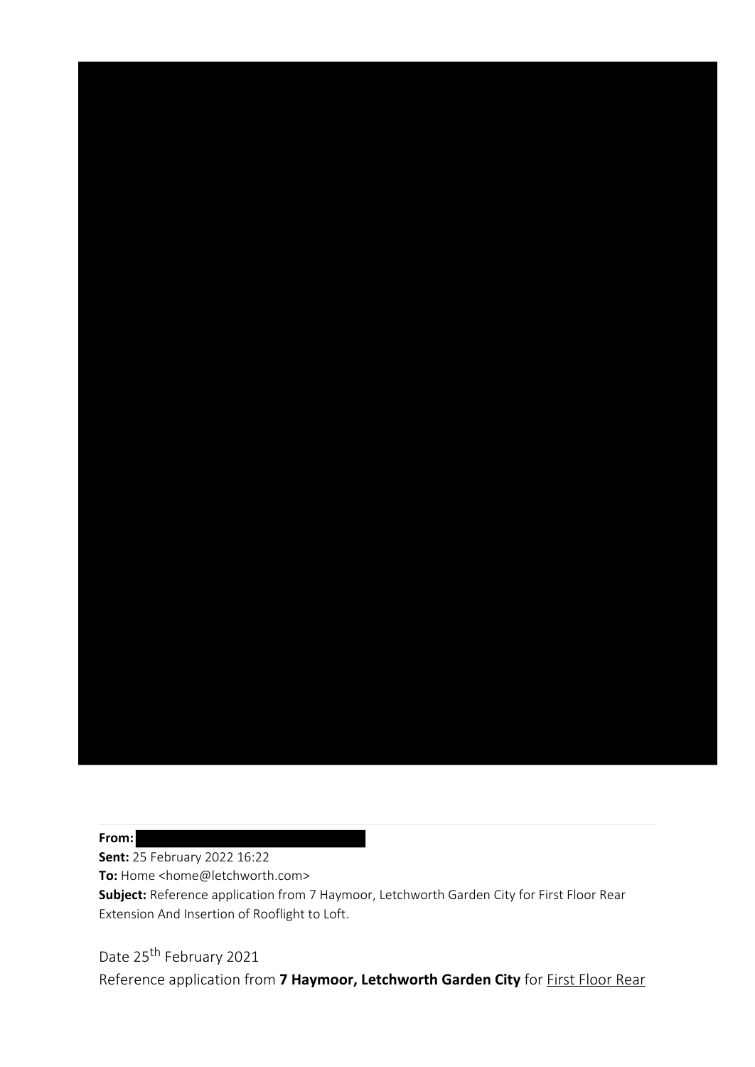**From:** 
**Sent:** 25 February 2022 16:22
**To:** Home <home@letchworth.com>
**Subject:** Reference application from 7 Haymoor, Letchworth Garden City for First Floor Rear Extension And Insertion of Rooflight to Loft.

Date 25th February 2021

Reference application from **7 Haymoor, Letchworth Garden City** for First Floor Rear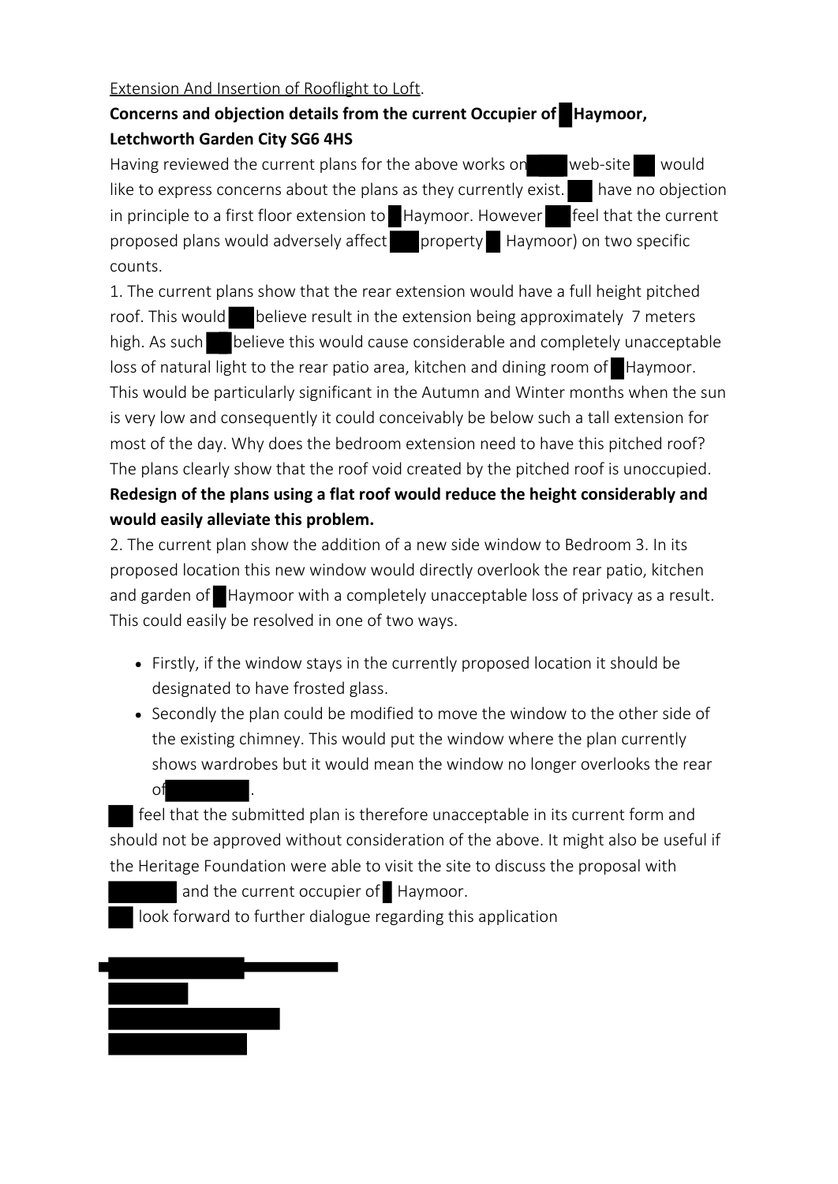Extension And Insertion of Rooflight to Loft.

**Concerns and objection details from the current Occupier of Haymoor, Letchworth Garden City SG6 4HS**

Having reviewed the current plans for the above works on web-site would like to express concerns about the plans as they currently exist. have no objection in principle to a first floor extension to Haymoor. However feel that the current proposed plans would adversely affect property Haymoor) on two specific counts.

1. The current plans show that the rear extension would have a full height pitched roof. This would believe result in the extension being approximately 7 meters high. As such believe this would cause considerable and completely unacceptable loss of natural light to the rear patio area, kitchen and dining room of Haymoor. This would be particularly significant in the Autumn and Winter months when the sun is very low and consequently it could conceivably be below such a tall extension for most of the day. Why does the bedroom extension need to have this pitched roof? The plans clearly show that the roof void created by the pitched roof is unoccupied. **Redesign of the plans using a flat roof would reduce the height considerably and would easily alleviate this problem.**

2. The current plan show the addition of a new side window to Bedroom 3. In its proposed location this new window would directly overlook the rear patio, kitchen and garden of Haymoor with a completely unacceptable loss of privacy as a result. This could easily be resolved in one of two ways.

- Firstly, if the window stays in the currently proposed location it should be designated to have frosted glass.
- Secondly the plan could be modified to move the window to the other side of the existing chimney. This would put the window where the plan currently shows wardrobes but it would mean the window no longer overlooks the rear of .

feel that the submitted plan is therefore unacceptable in its current form and should not be approved without consideration of the above. It might also be useful if the Heritage Foundation were able to visit the site to discuss the proposal with and the current occupier of Haymoor.

look forward to further dialogue regarding this application